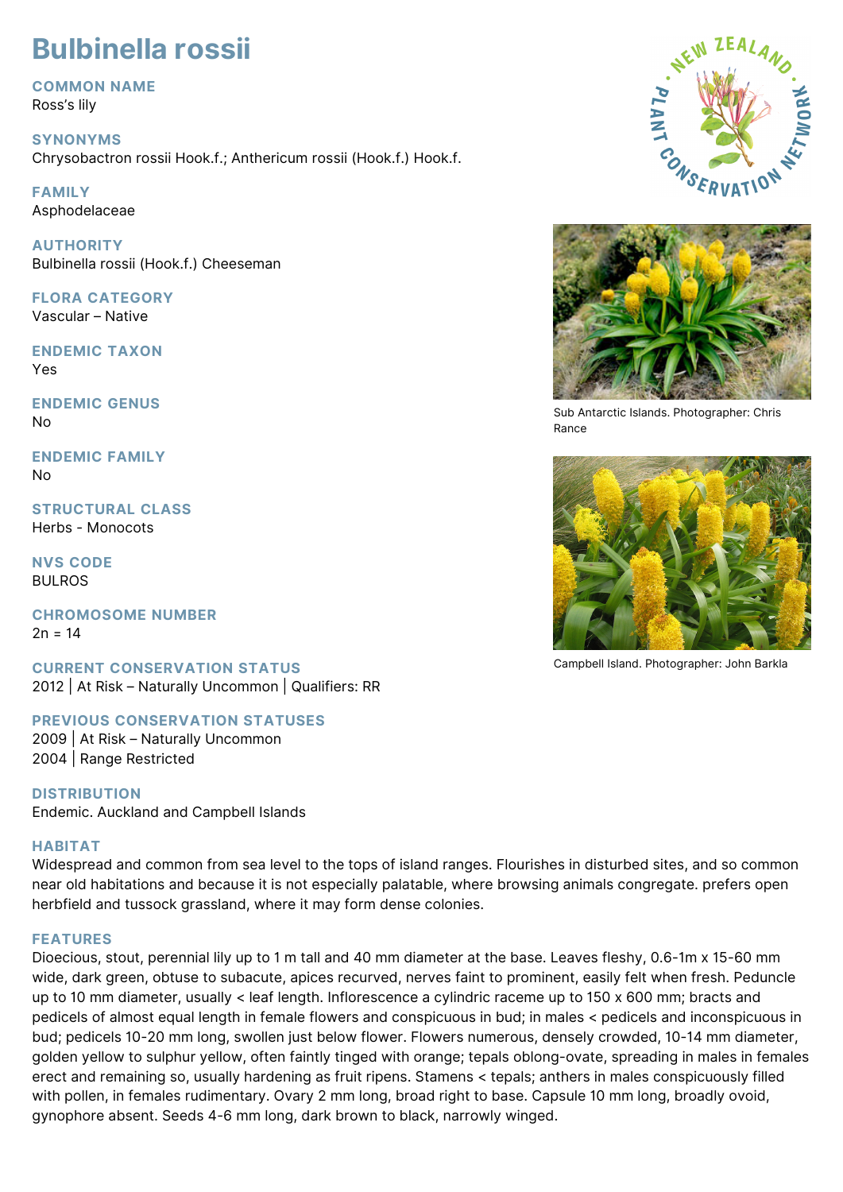# Bulbinella rossii

## COMMON NAME

Ross's lily

## SYNONYMS

Chrysobactron rossii Hook.f.; Anthericum rossii (Hook.f.) Hook.f.

## FAMILY

Asphodelaceae

## AUTHORITY

Bulbinella rossii (Hook.f.) Cheeseman

## FLORA CATEGORY

Vascular – Native

## ENDEMIC TAXON

Yes

## ENDEMIC GENUS

No

## ENDEMIC FAMILY

No

## STRUCTURAL CLASS

Herbs - Monocots

## NVS CODE

BULROS

## CHROMOSOME NUMBER

2n = 14

## CURRENT CONSERVATION STATUS

2012 | At Risk – Naturally Uncommon | Qualifiers: RR

## PREVIOUS CONSERVATION STATUSES

2009 | At Risk – Naturally Uncommon
2004 | Range Restricted

## DISTRIBUTION

Endemic. Auckland and Campbell Islands

## HABITAT

Widespread and common from sea level to the tops of island ranges. Flourishes in disturbed sites, and so common near old habitations and because it is not especially palatable, where browsing animals congregate. prefers open herbfield and tussock grassland, where it may form dense colonies.

## FEATURES

Dioecious, stout, perennial lily up to 1 m tall and 40 mm diameter at the base. Leaves fleshy, 0.6-1m x 15-60 mm wide, dark green, obtuse to subacute, apices recurved, nerves faint to prominent, easily felt when fresh. Peduncle up to 10 mm diameter, usually < leaf length. Inflorescence a cylindric raceme up to 150 x 600 mm; bracts and pedicels of almost equal length in female flowers and conspicuous in bud; in males < pedicels and inconspicuous in bud; pedicels 10-20 mm long, swollen just below flower. Flowers numerous, densely crowded, 10-14 mm diameter, golden yellow to sulphur yellow, often faintly tinged with orange; tepals oblong-ovate, spreading in males in females erect and remaining so, usually hardening as fruit ripens. Stamens < tepals; anthers in males conspicuously filled with pollen, in females rudimentary. Ovary 2 mm long, broad right to base. Capsule 10 mm long, broadly ovoid, gynophore absent. Seeds 4-6 mm long, dark brown to black, narrowly winged.

Sub Antarctic Islands. Photographer: Chris Rance

Campbell Island. Photographer: John Barkla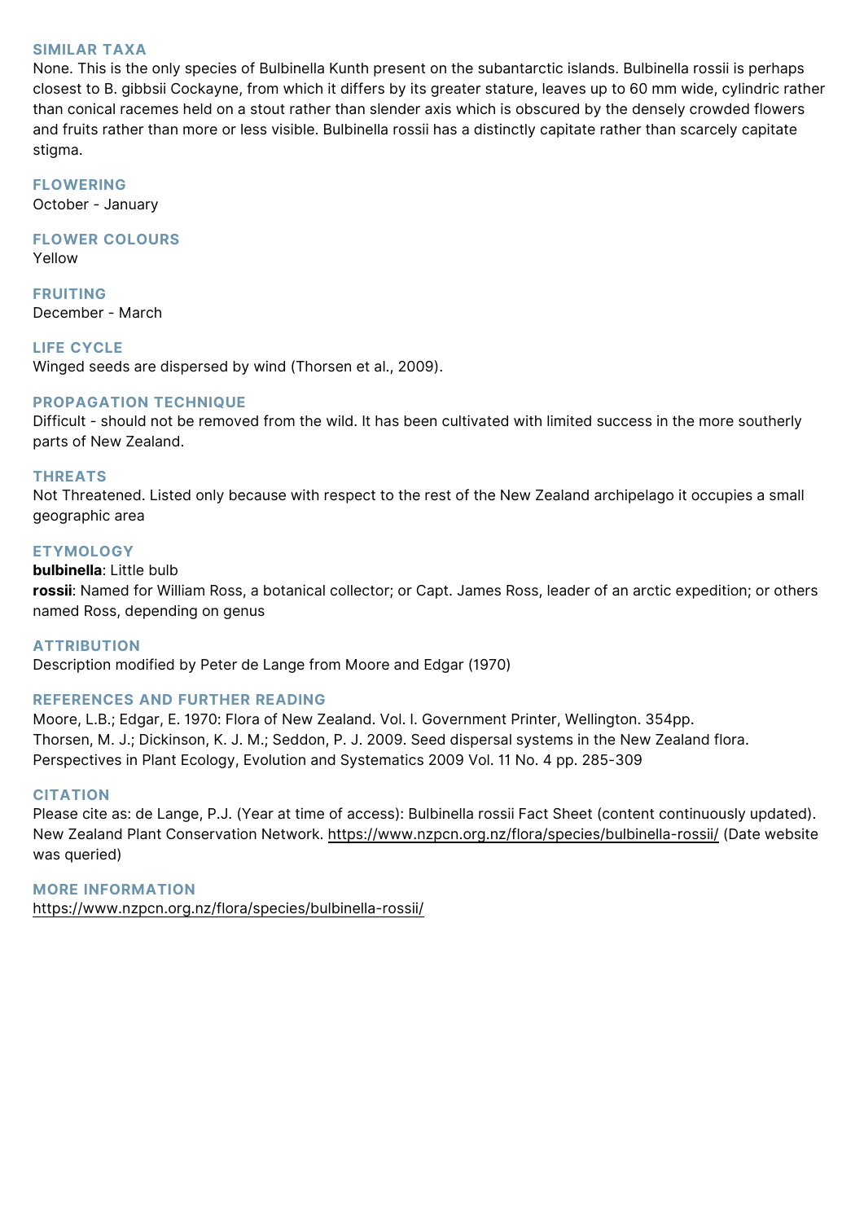## SIMILAR TAXA

None. This is the only species of Bulbinella Kunth present on the subantarctic islands. Bulbinella rossii is perhaps closest to B. gibbsii Cockayne, from which it differs by its greater stature, leaves up to 60 mm wide, cylindric rather than conical racemes held on a stout rather than slender axis which is obscured by the densely crowded flowers and fruits rather than more or less visible. Bulbinella rossii has a distinctly capitate rather than scarcely capitate stigma.

## FLOWERING

October - January

## FLOWER COLOURS

Yellow

## FRUITING

December - March

## LIFE CYCLE

Winged seeds are dispersed by wind (Thorsen et al., 2009).

## PROPAGATION TECHNIQUE

Difficult - should not be removed from the wild. It has been cultivated with limited success in the more southerly parts of New Zealand.

## THREATS

Not Threatened. Listed only because with respect to the rest of the New Zealand archipelago it occupies a small geographic area

## ETYMOLOGY

**bulbinella**: Little bulb

**rossii**: Named for William Ross, a botanical collector; or Capt. James Ross, leader of an arctic expedition; or others named Ross, depending on genus

## ATTRIBUTION

Description modified by Peter de Lange from Moore and Edgar (1970)

## REFERENCES AND FURTHER READING

Moore, L.B.; Edgar, E. 1970: Flora of New Zealand. Vol. I. Government Printer, Wellington. 354pp.

Thorsen, M. J.; Dickinson, K. J. M.; Seddon, P. J. 2009. Seed dispersal systems in the New Zealand flora. Perspectives in Plant Ecology, Evolution and Systematics 2009 Vol. 11 No. 4 pp. 285-309

## CITATION

Please cite as: de Lange, P.J. (Year at time of access): Bulbinella rossii Fact Sheet (content continuously updated). New Zealand Plant Conservation Network. https://www.nzpcn.org.nz/flora/species/bulbinella-rossii/ (Date website was queried)

## MORE INFORMATION

https://www.nzpcn.org.nz/flora/species/bulbinella-rossii/